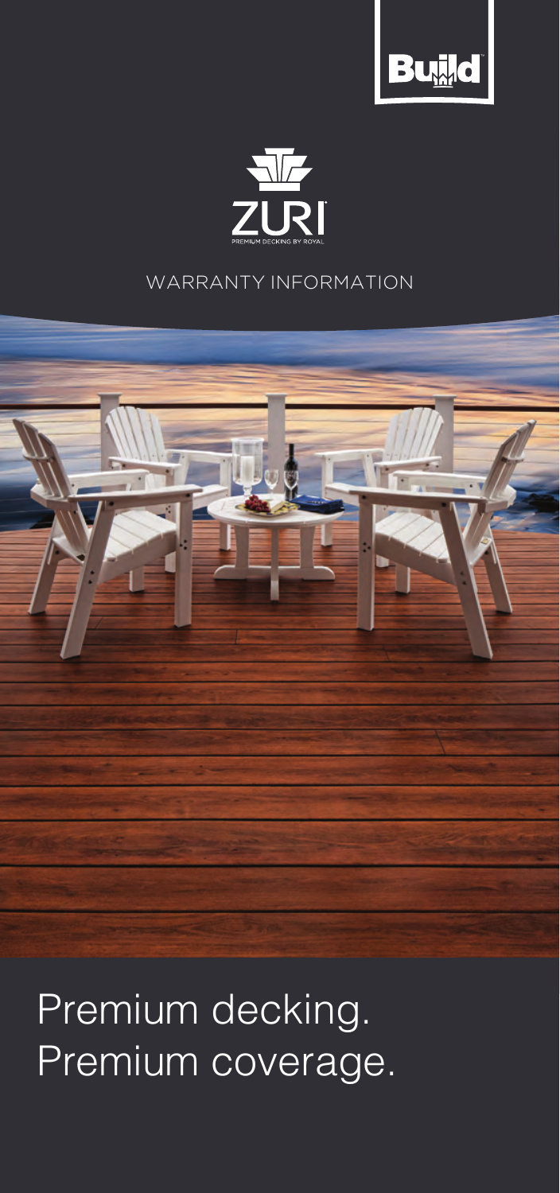Build

ZURI

PREMIUM DECKING BY ROYAL

WARRANTY INFORMATION

# Premium decking. Premium coverage.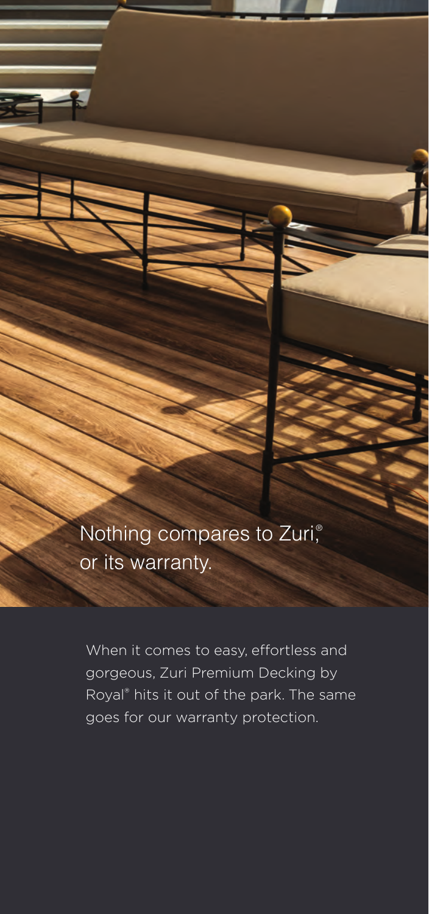# Nothing compares to Zuri,® or its warranty.

When it comes to easy, effortless and gorgeous, Zuri Premium Decking by Royal® hits it out of the park. The same goes for our warranty protection.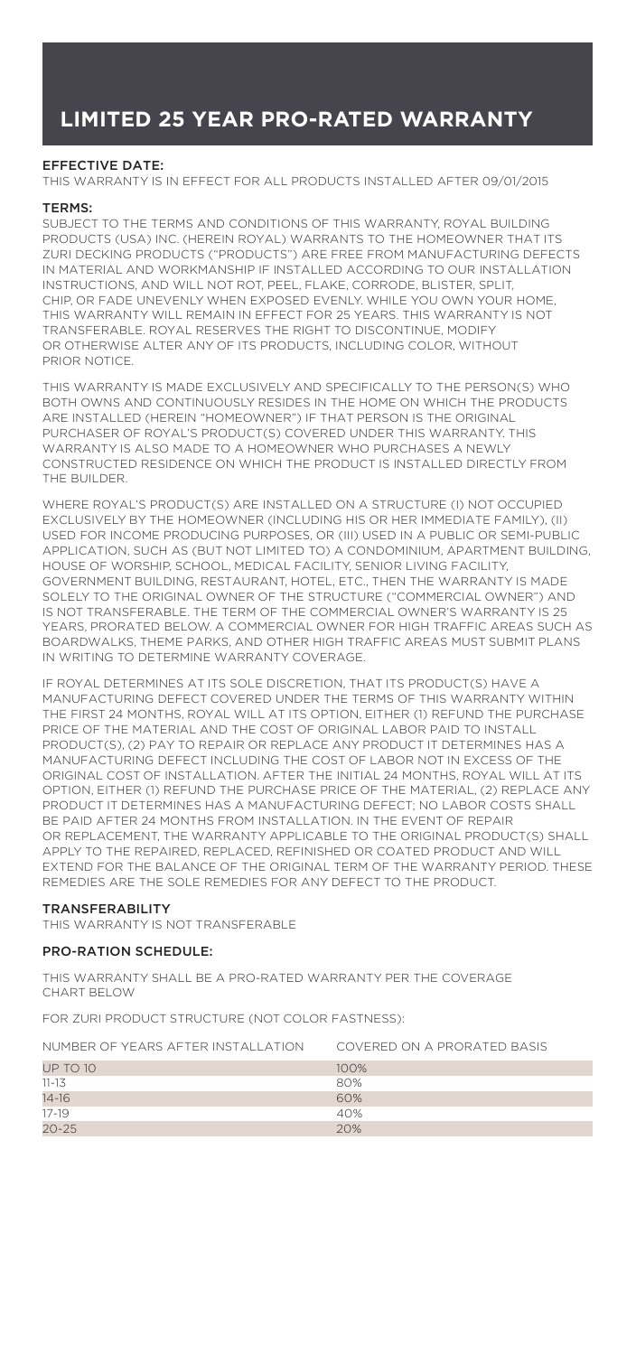# LIMITED 25 YEAR PRO-RATED WARRANTY

### EFFECTIVE DATE:

THIS WARRANTY IS IN EFFECT FOR ALL PRODUCTS INSTALLED AFTER 09/01/2015

### TERMS:

SUBJECT TO THE TERMS AND CONDITIONS OF THIS WARRANTY, ROYAL BUILDING PRODUCTS (USA) INC. (HEREIN ROYAL) WARRANTS TO THE HOMEOWNER THAT ITS ZURI DECKING PRODUCTS ("PRODUCTS") ARE FREE FROM MANUFACTURING DEFECTS IN MATERIAL AND WORKMANSHIP IF INSTALLED ACCORDING TO OUR INSTALLATION INSTRUCTIONS, AND WILL NOT ROT, PEEL, FLAKE, CORRODE, BLISTER, SPLIT, CHIP, OR FADE UNEVENLY WHEN EXPOSED EVENLY. WHILE YOU OWN YOUR HOME, THIS WARRANTY WILL REMAIN IN EFFECT FOR 25 YEARS. THIS WARRANTY IS NOT TRANSFERABLE. ROYAL RESERVES THE RIGHT TO DISCONTINUE, MODIFY OR OTHERWISE ALTER ANY OF ITS PRODUCTS, INCLUDING COLOR, WITHOUT PRIOR NOTICE.

THIS WARRANTY IS MADE EXCLUSIVELY AND SPECIFICALLY TO THE PERSON(S) WHO BOTH OWNS AND CONTINUOUSLY RESIDES IN THE HOME ON WHICH THE PRODUCTS ARE INSTALLED (HEREIN "HOMEOWNER") IF THAT PERSON IS THE ORIGINAL PURCHASER OF ROYAL'S PRODUCT(S) COVERED UNDER THIS WARRANTY. THIS WARRANTY IS ALSO MADE TO A HOMEOWNER WHO PURCHASES A NEWLY CONSTRUCTED RESIDENCE ON WHICH THE PRODUCT IS INSTALLED DIRECTLY FROM THE BUILDER.

WHERE ROYAL'S PRODUCT(S) ARE INSTALLED ON A STRUCTURE (I) NOT OCCUPIED EXCLUSIVELY BY THE HOMEOWNER (INCLUDING HIS OR HER IMMEDIATE FAMILY), (II) USED FOR INCOME PRODUCING PURPOSES, OR (III) USED IN A PUBLIC OR SEMI-PUBLIC APPLICATION, SUCH AS (BUT NOT LIMITED TO) A CONDOMINIUM, APARTMENT BUILDING, HOUSE OF WORSHIP, SCHOOL, MEDICAL FACILITY, SENIOR LIVING FACILITY, GOVERNMENT BUILDING, RESTAURANT, HOTEL, ETC., THEN THE WARRANTY IS MADE SOLELY TO THE ORIGINAL OWNER OF THE STRUCTURE ("COMMERCIAL OWNER") AND IS NOT TRANSFERABLE. THE TERM OF THE COMMERCIAL OWNER'S WARRANTY IS 25 YEARS, PRORATED BELOW. A COMMERCIAL OWNER FOR HIGH TRAFFIC AREAS SUCH AS BOARDWALKS, THEME PARKS, AND OTHER HIGH TRAFFIC AREAS MUST SUBMIT PLANS IN WRITING TO DETERMINE WARRANTY COVERAGE.

IF ROYAL DETERMINES AT ITS SOLE DISCRETION, THAT ITS PRODUCT(S) HAVE A MANUFACTURING DEFECT COVERED UNDER THE TERMS OF THIS WARRANTY WITHIN THE FIRST 24 MONTHS, ROYAL WILL AT ITS OPTION, EITHER (1) REFUND THE PURCHASE PRICE OF THE MATERIAL AND THE COST OF ORIGINAL LABOR PAID TO INSTALL PRODUCT(S), (2) PAY TO REPAIR OR REPLACE ANY PRODUCT IT DETERMINES HAS A MANUFACTURING DEFECT INCLUDING THE COST OF LABOR NOT IN EXCESS OF THE ORIGINAL COST OF INSTALLATION. AFTER THE INITIAL 24 MONTHS, ROYAL WILL AT ITS OPTION, EITHER (1) REFUND THE PURCHASE PRICE OF THE MATERIAL, (2) REPLACE ANY PRODUCT IT DETERMINES HAS A MANUFACTURING DEFECT; NO LABOR COSTS SHALL BE PAID AFTER 24 MONTHS FROM INSTALLATION. IN THE EVENT OF REPAIR OR REPLACEMENT, THE WARRANTY APPLICABLE TO THE ORIGINAL PRODUCT(S) SHALL APPLY TO THE REPAIRED, REPLACED, REFINISHED OR COATED PRODUCT AND WILL EXTEND FOR THE BALANCE OF THE ORIGINAL TERM OF THE WARRANTY PERIOD. THESE REMEDIES ARE THE SOLE REMEDIES FOR ANY DEFECT TO THE PRODUCT.

### TRANSFERABILITY

THIS WARRANTY IS NOT TRANSFERABLE

### PRO-RATION SCHEDULE:

THIS WARRANTY SHALL BE A PRO-RATED WARRANTY PER THE COVERAGE CHART BELOW

FOR ZURI PRODUCT STRUCTURE (NOT COLOR FASTNESS):

| NUMBER OF YEARS AFTER INSTALLATION | COVERED ON A PRORATED BASIS |
|---|---|
| UP TO 10 | 100% |
| 11-13 | 80% |
| 14-16 | 60% |
| 17-19 | 40% |
| 20-25 | 20% |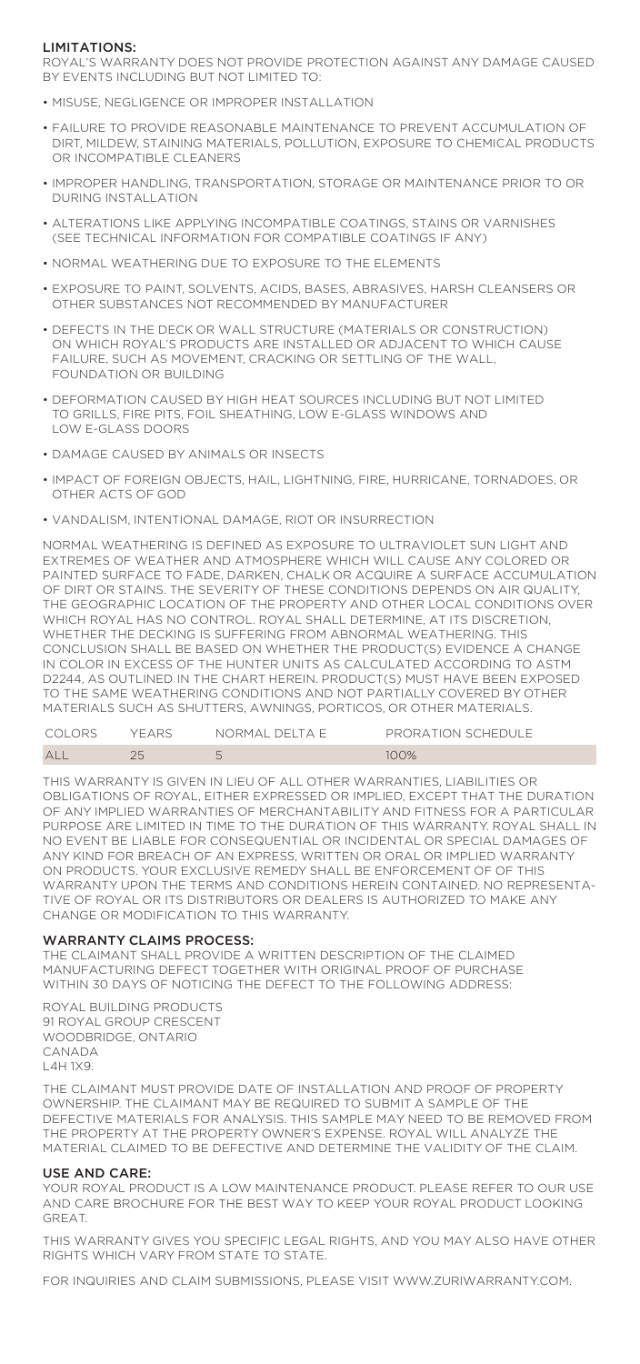## LIMITATIONS:

ROYAL'S WARRANTY DOES NOT PROVIDE PROTECTION AGAINST ANY DAMAGE CAUSED BY EVENTS INCLUDING BUT NOT LIMITED TO:

- MISUSE, NEGLIGENCE OR IMPROPER INSTALLATION
- FAILURE TO PROVIDE REASONABLE MAINTENANCE TO PREVENT ACCUMULATION OF DIRT, MILDEW, STAINING MATERIALS, POLLUTION, EXPOSURE TO CHEMICAL PRODUCTS OR INCOMPATIBLE CLEANERS
- IMPROPER HANDLING, TRANSPORTATION, STORAGE OR MAINTENANCE PRIOR TO OR DURING INSTALLATION
- ALTERATIONS LIKE APPLYING INCOMPATIBLE COATINGS, STAINS OR VARNISHES (SEE TECHNICAL INFORMATION FOR COMPATIBLE COATINGS IF ANY)
- NORMAL WEATHERING DUE TO EXPOSURE TO THE ELEMENTS
- EXPOSURE TO PAINT, SOLVENTS, ACIDS, BASES, ABRASIVES, HARSH CLEANSERS OR OTHER SUBSTANCES NOT RECOMMENDED BY MANUFACTURER
- DEFECTS IN THE DECK OR WALL STRUCTURE (MATERIALS OR CONSTRUCTION) ON WHICH ROYAL'S PRODUCTS ARE INSTALLED OR ADJACENT TO WHICH CAUSE FAILURE, SUCH AS MOVEMENT, CRACKING OR SETTLING OF THE WALL, FOUNDATION OR BUILDING
- DEFORMATION CAUSED BY HIGH HEAT SOURCES INCLUDING BUT NOT LIMITED TO GRILLS, FIRE PITS, FOIL SHEATHING, LOW E-GLASS WINDOWS AND LOW E-GLASS DOORS
- DAMAGE CAUSED BY ANIMALS OR INSECTS
- IMPACT OF FOREIGN OBJECTS, HAIL, LIGHTNING, FIRE, HURRICANE, TORNADOES, OR OTHER ACTS OF GOD
- VANDALISM, INTENTIONAL DAMAGE, RIOT OR INSURRECTION

NORMAL WEATHERING IS DEFINED AS EXPOSURE TO ULTRAVIOLET SUN LIGHT AND EXTREMES OF WEATHER AND ATMOSPHERE WHICH WILL CAUSE ANY COLORED OR PAINTED SURFACE TO FADE, DARKEN, CHALK OR ACQUIRE A SURFACE ACCUMULATION OF DIRT OR STAINS. THE SEVERITY OF THESE CONDITIONS DEPENDS ON AIR QUALITY, THE GEOGRAPHIC LOCATION OF THE PROPERTY AND OTHER LOCAL CONDITIONS OVER WHICH ROYAL HAS NO CONTROL. ROYAL SHALL DETERMINE, AT ITS DISCRETION, WHETHER THE DECKING IS SUFFERING FROM ABNORMAL WEATHERING. THIS CONCLUSION SHALL BE BASED ON WHETHER THE PRODUCT(S) EVIDENCE A CHANGE IN COLOR IN EXCESS OF THE HUNTER UNITS AS CALCULATED ACCORDING TO ASTM D2244, AS OUTLINED IN THE CHART HEREIN. PRODUCT(S) MUST HAVE BEEN EXPOSED TO THE SAME WEATHERING CONDITIONS AND NOT PARTIALLY COVERED BY OTHER MATERIALS SUCH AS SHUTTERS, AWNINGS, PORTICOS, OR OTHER MATERIALS.

| COLORS | YEARS | NORMAL DELTA E | PRORATION SCHEDULE |
|---|---|---|---|
| ALL | 25 | 5 | 100% |

THIS WARRANTY IS GIVEN IN LIEU OF ALL OTHER WARRANTIES, LIABILITIES OR OBLIGATIONS OF ROYAL, EITHER EXPRESSED OR IMPLIED, EXCEPT THAT THE DURATION OF ANY IMPLIED WARRANTIES OF MERCHANTABILITY AND FITNESS FOR A PARTICULAR PURPOSE ARE LIMITED IN TIME TO THE DURATION OF THIS WARRANTY. ROYAL SHALL IN NO EVENT BE LIABLE FOR CONSEQUENTIAL OR INCIDENTAL OR SPECIAL DAMAGES OF ANY KIND FOR BREACH OF AN EXPRESS, WRITTEN OR ORAL OR IMPLIED WARRANTY ON PRODUCTS. YOUR EXCLUSIVE REMEDY SHALL BE ENFORCEMENT OF OF THIS WARRANTY UPON THE TERMS AND CONDITIONS HEREIN CONTAINED. NO REPRESENTATIVE OF ROYAL OR ITS DISTRIBUTORS OR DEALERS IS AUTHORIZED TO MAKE ANY CHANGE OR MODIFICATION TO THIS WARRANTY.

## WARRANTY CLAIMS PROCESS:

THE CLAIMANT SHALL PROVIDE A WRITTEN DESCRIPTION OF THE CLAIMED MANUFACTURING DEFECT TOGETHER WITH ORIGINAL PROOF OF PURCHASE WITHIN 30 DAYS OF NOTICING THE DEFECT TO THE FOLLOWING ADDRESS:

ROYAL BUILDING PRODUCTS  
91 ROYAL GROUP CRESCENT  
WOODBRIDGE, ONTARIO  
CANADA  
L4H 1X9.

THE CLAIMANT MUST PROVIDE DATE OF INSTALLATION AND PROOF OF PROPERTY OWNERSHIP. THE CLAIMANT MAY BE REQUIRED TO SUBMIT A SAMPLE OF THE DEFECTIVE MATERIALS FOR ANALYSIS. THIS SAMPLE MAY NEED TO BE REMOVED FROM THE PROPERTY AT THE PROPERTY OWNER'S EXPENSE. ROYAL WILL ANALYZE THE MATERIAL CLAIMED TO BE DEFECTIVE AND DETERMINE THE VALIDITY OF THE CLAIM.

## USE AND CARE:

YOUR ROYAL PRODUCT IS A LOW MAINTENANCE PRODUCT. PLEASE REFER TO OUR USE AND CARE BROCHURE FOR THE BEST WAY TO KEEP YOUR ROYAL PRODUCT LOOKING GREAT.

THIS WARRANTY GIVES YOU SPECIFIC LEGAL RIGHTS, AND YOU MAY ALSO HAVE OTHER RIGHTS WHICH VARY FROM STATE TO STATE.

FOR INQUIRIES AND CLAIM SUBMISSIONS, PLEASE VISIT WWW.ZURIWARRANTY.COM.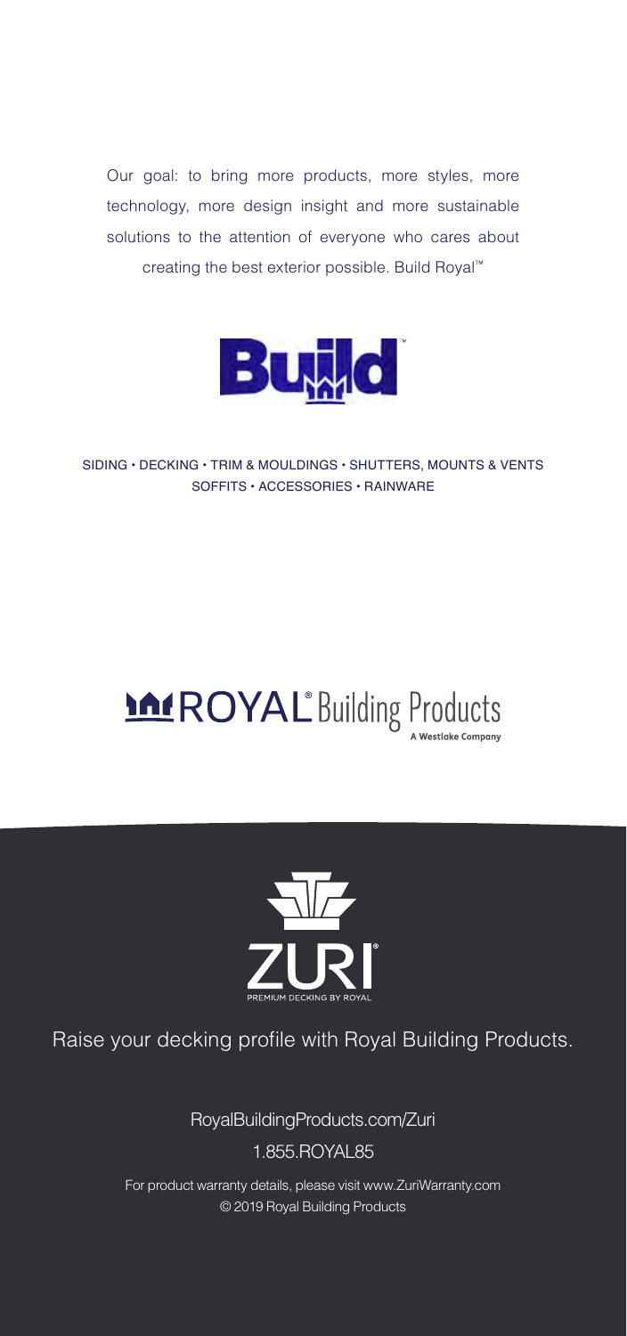Our goal: to bring more products, more styles, more technology, more design insight and more sustainable solutions to the attention of everyone who cares about creating the best exterior possible. Build Royal™

Build™

SIDING • DECKING • TRIM & MOULDINGS • SHUTTERS, MOUNTS & VENTS
SOFFITS • ACCESSORIES • RAINWARE

ROYAL® Building Products
A Westlake Company

ZURI®
PREMIUM DECKING BY ROYAL

Raise your decking profile with Royal Building Products.

RoyalBuildingProducts.com/Zuri

1.855.ROYAL85

For product warranty details, please visit www.ZuriWarranty.com

© 2019 Royal Building Products